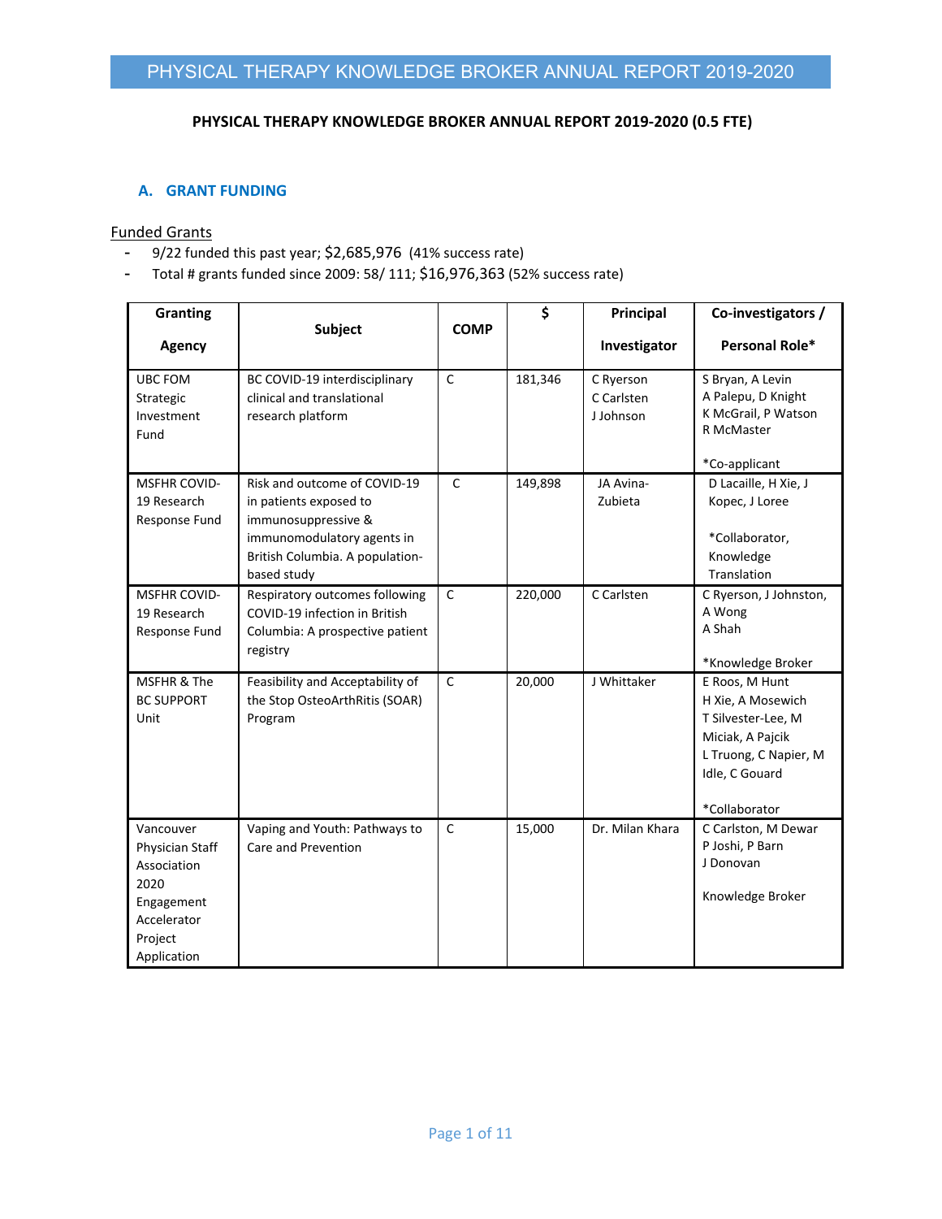**PHYSICAL THERAPY KNOWLEDGE BROKER ANNUAL REPORT 2019-2020 (0.5 FTE)**

## A. GRANT FUNDING

Funded Grants

- 9/22 funded this past year; $2,685,976 (41% success rate)
- Total # grants funded since 2009: 58/ 111; $16,976,363 (52% success rate)

| Granting Agency | Subject | COMP | $ | Principal Investigator | Co-investigators / Personal Role* |
|---|---|---|---|---|---|
| UBC FOM Strategic Investment Fund | BC COVID-19 interdisciplinary clinical and translational research platform | C | 181,346 | C Ryerson<br>C Carlsten<br>J Johnson | S Bryan, A Levin<br>A Palepu, D Knight<br>K McGrail, P Watson<br>R McMaster<br><br>*Co-applicant |
| MSFHR COVID-19 Research Response Fund | Risk and outcome of COVID-19 in patients exposed to immunosuppressive & immunomodulatory agents in British Columbia. A population-based study | C | 149,898 | JA Avina-Zubieta | D Lacaille, H Xie, J Kopec, J Loree<br><br>*Collaborator, Knowledge Translation |
| MSFHR COVID-19 Research Response Fund | Respiratory outcomes following COVID-19 infection in British Columbia: A prospective patient registry | C | 220,000 | C Carlsten | C Ryerson, J Johnston, A Wong<br>A Shah<br><br>*Knowledge Broker |
| MSFHR & The BC SUPPORT Unit | Feasibility and Acceptability of the Stop OsteoArthRitis (SOAR) Program | C | 20,000 | J Whittaker | E Roos, M Hunt<br>H Xie, A Mosewich<br>T Silvester-Lee, M Miciak, A Pajcik<br>L Truong, C Napier, M Idle, C Gouard<br><br>*Collaborator |
| Vancouver Physician Staff Association 2020 Engagement Accelerator Project Application | Vaping and Youth: Pathways to Care and Prevention | C | 15,000 | Dr. Milan Khara | C Carlston, M Dewar<br>P Joshi, P Barn<br>J Donovan<br><br>Knowledge Broker |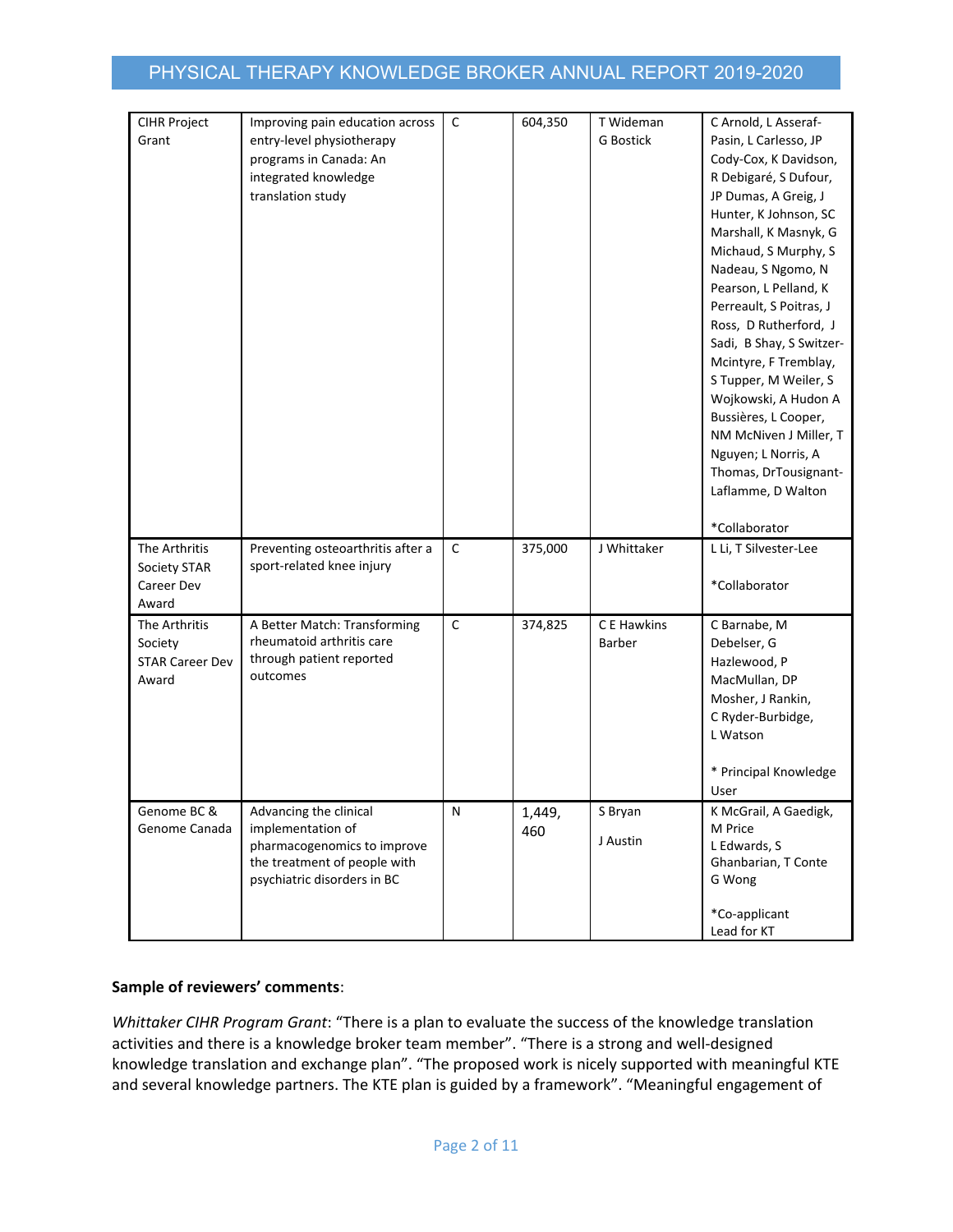| CIHR Project Grant | Improving pain education across entry-level physiotherapy programs in Canada: An integrated knowledge translation study | C | 604,350 | T Wideman G Bostick | C Arnold, L Asseraf-Pasin, L Carlesso, JP Cody-Cox, K Davidson, R Debigaré, S Dufour, JP Dumas, A Greig, J Hunter, K Johnson, SC Marshall, K Masnyk, G Michaud, S Murphy, S Nadeau, S Ngomo, N Pearson, L Pelland, K Perreault, S Poitras, J Ross, D Rutherford, J Sadi, B Shay, S Switzer-Mcintyre, F Tremblay, S Tupper, M Weiler, S Wojkowski, A Hudon A Bussières, L Cooper, NM McNiven J Miller, T Nguyen; L Norris, A Thomas, DrTousignant-Laflamme, D Walton<br><br>*Collaborator |
|---|---|---|---|---|---|
| The Arthritis Society STAR Career Dev Award | Preventing osteoarthritis after a sport-related knee injury | C | 375,000 | J Whittaker | L Li, T Silvester-Lee<br><br>*Collaborator |
| The Arthritis Society STAR Career Dev Award | A Better Match: Transforming rheumatoid arthritis care through patient reported outcomes | C | 374,825 | C E Hawkins Barber | C Barnabe, M Debelser, G Hazlewood, P MacMullan, DP Mosher, J Rankin, C Ryder-Burbidge, L Watson<br><br>* Principal Knowledge User |
| Genome BC & Genome Canada | Advancing the clinical implementation of pharmacogenomics to improve the treatment of people with psychiatric disorders in BC | N | 1,449, 460 | S Bryan<br><br>J Austin | K McGrail, A Gaedigk, M Price L Edwards, S Ghanbarian, T Conte G Wong<br><br>*Co-applicant Lead for KT |

**Sample of reviewers' comments**:

*Whittaker CIHR Program Grant*: "There is a plan to evaluate the success of the knowledge translation activities and there is a knowledge broker team member". "There is a strong and well-designed knowledge translation and exchange plan". "The proposed work is nicely supported with meaningful KTE and several knowledge partners. The KTE plan is guided by a framework". "Meaningful engagement of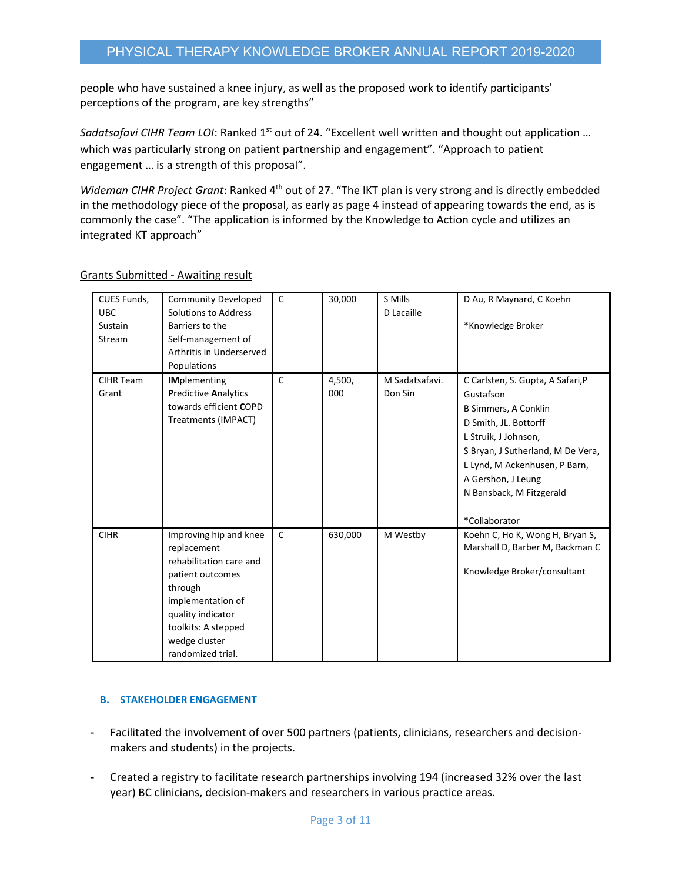people who have sustained a knee injury, as well as the proposed work to identify participants' perceptions of the program, are key strengths"

*Sadatsafavi CIHR Team LOI*: Ranked 1st out of 24. "Excellent well written and thought out application … which was particularly strong on patient partnership and engagement". "Approach to patient engagement … is a strength of this proposal".

*Wideman CIHR Project Grant*: Ranked 4th out of 27. "The IKT plan is very strong and is directly embedded in the methodology piece of the proposal, as early as page 4 instead of appearing towards the end, as is commonly the case". "The application is informed by the Knowledge to Action cycle and utilizes an integrated KT approach"

Grants Submitted - Awaiting result

| | | | | | |
|---|---|---|---|---|---|
| CUES Funds, UBC Sustain Stream | Community Developed Solutions to Address Barriers to the Self-management of Arthritis in Underserved Populations | C | 30,000 | S Mills<br>D Lacaille | D Au, R Maynard, C Koehn<br><br>*Knowledge Broker |
| CIHR Team Grant | **IM**plementing **P**redictive **A**nalytics towards efficient **C**OPD **T**reatments (IMPACT) | C | 4,500,000 | M Sadatsafavi.<br>Don Sin | C Carlsten, S. Gupta, A Safari, P Gustafson<br>B Simmers, A Conklin<br>D Smith, JL. Bottorff<br>L Struik, J Johnson,<br>S Bryan, J Sutherland, M De Vera,<br>L Lynd, M Ackenhusen, P Barn,<br>A Gershon, J Leung<br>N Bansback, M Fitzgerald<br><br>*Collaborator |
| CIHR | Improving hip and knee replacement rehabilitation care and patient outcomes through implementation of quality indicator toolkits: A stepped wedge cluster randomized trial. | C | 630,000 | M Westby | Koehn C, Ho K, Wong H, Bryan S, Marshall D, Barber M, Backman C<br><br>Knowledge Broker/consultant |

### B. STAKEHOLDER ENGAGEMENT

- Facilitated the involvement of over 500 partners (patients, clinicians, researchers and decision-makers and students) in the projects.
- Created a registry to facilitate research partnerships involving 194 (increased 32% over the last year) BC clinicians, decision-makers and researchers in various practice areas.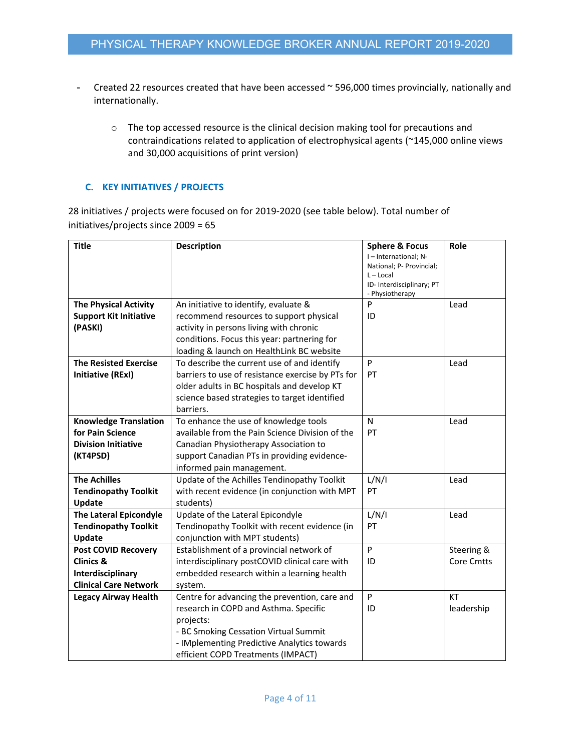- Created 22 resources created that have been accessed ~ 596,000 times provincially, nationally and internationally.
  - The top accessed resource is the clinical decision making tool for precautions and contraindications related to application of electrophysical agents (~145,000 online views and 30,000 acquisitions of print version)

### C. KEY INITIATIVES / PROJECTS

28 initiatives / projects were focused on for 2019-2020 (see table below). Total number of initiatives/projects since 2009 = 65

| Title | Description | Sphere & Focus<br>I – International; N- National; P- Provincial; L – Local<br>ID- Interdisciplinary; PT - Physiotherapy | Role |
|---|---|---|---|
| **The Physical Activity Support Kit Initiative (PASKI)** | An initiative to identify, evaluate & recommend resources to support physical activity in persons living with chronic conditions. Focus this year: partnering for loading & launch on HealthLink BC website | P<br>ID | Lead |
| **The Resisted Exercise Initiative (RExI)** | To describe the current use of and identify barriers to use of resistance exercise by PTs for older adults in BC hospitals and develop KT science based strategies to target identified barriers. | P<br>PT | Lead |
| **Knowledge Translation for Pain Science Division Initiative (KT4PSD)** | To enhance the use of knowledge tools available from the Pain Science Division of the Canadian Physiotherapy Association to support Canadian PTs in providing evidence-informed pain management. | N<br>PT | Lead |
| **The Achilles Tendinopathy Toolkit Update** | Update of the Achilles Tendinopathy Toolkit with recent evidence (in conjunction with MPT students) | L/N/I<br>PT | Lead |
| **The Lateral Epicondyle Tendinopathy Toolkit Update** | Update of the Lateral Epicondyle Tendinopathy Toolkit with recent evidence (in conjunction with MPT students) | L/N/I<br>PT | Lead |
| **Post COVID Recovery Clinics & Interdisciplinary Clinical Care Network** | Establishment of a provincial network of interdisciplinary postCOVID clinical care with embedded research within a learning health system. | P<br>ID | Steering & Core Cmtts |
| **Legacy Airway Health** | Centre for advancing the prevention, care and research in COPD and Asthma. Specific projects:<br>- BC Smoking Cessation Virtual Summit<br>- IMplementing Predictive Analytics towards efficient COPD Treatments (IMPACT) | P<br>ID | KT leadership |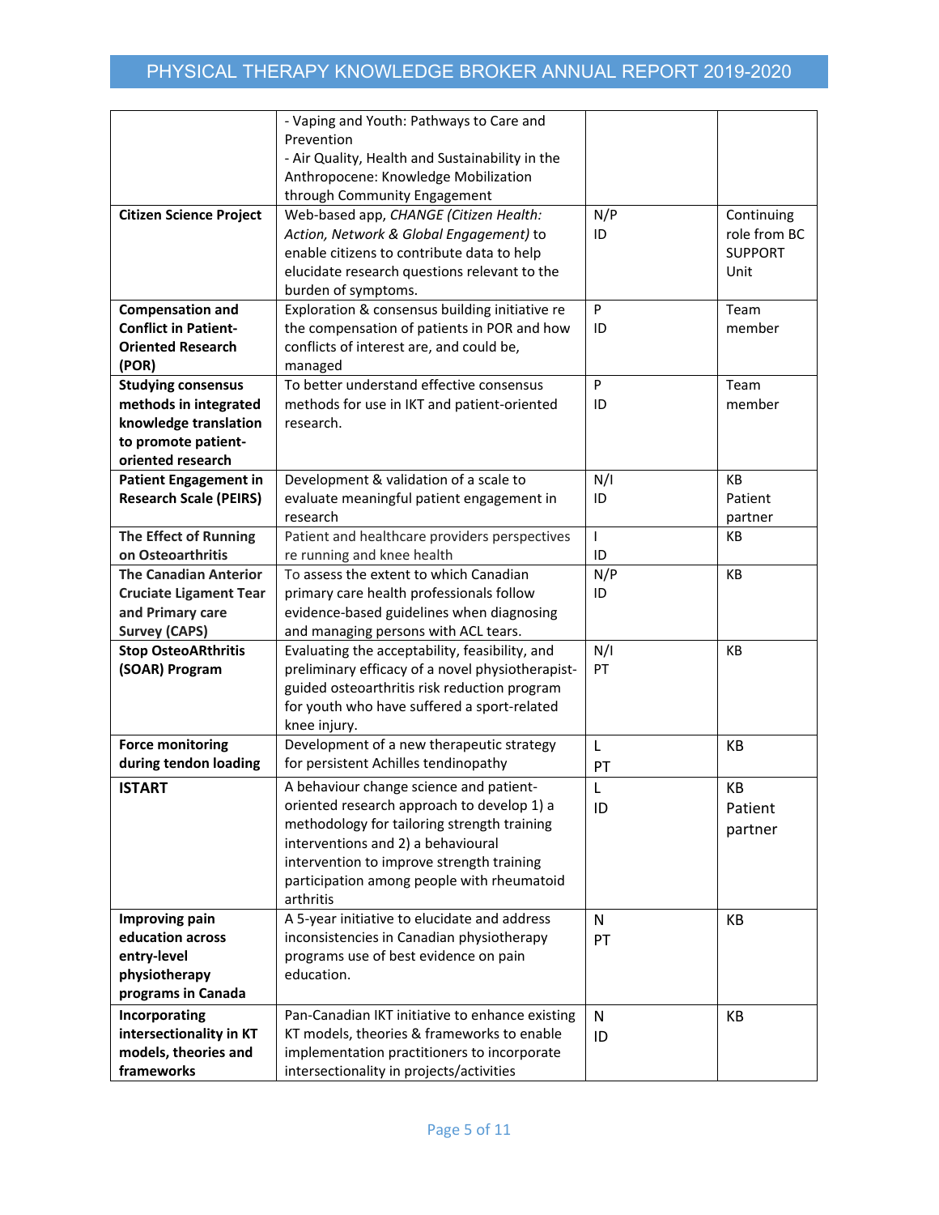| | | | |
|---|---|---|---|
| | - Vaping and Youth: Pathways to Care and Prevention<br>- Air Quality, Health and Sustainability in the Anthropocene: Knowledge Mobilization through Community Engagement | | |
| **Citizen Science Project** | Web-based app, *CHANGE (Citizen Health: Action, Network & Global Engagement)* to enable citizens to contribute data to help elucidate research questions relevant to the burden of symptoms. | N/P<br>ID | Continuing role from BC SUPPORT Unit |
| **Compensation and Conflict in Patient-Oriented Research (POR)** | Exploration & consensus building initiative re the compensation of patients in POR and how conflicts of interest are, and could be, managed | P<br>ID | Team member |
| **Studying consensus methods in integrated knowledge translation to promote patient-oriented research** | To better understand effective consensus methods for use in IKT and patient-oriented research. | P<br>ID | Team member |
| **Patient Engagement in Research Scale (PEIRS)** | Development & validation of a scale to evaluate meaningful patient engagement in research | N/I<br>ID | KB<br>Patient partner |
| **The Effect of Running on Osteoarthritis** | Patient and healthcare providers perspectives re running and knee health | I<br>ID | KB |
| **The Canadian Anterior Cruciate Ligament Tear and Primary care Survey (CAPS)** | To assess the extent to which Canadian primary care health professionals follow evidence-based guidelines when diagnosing and managing persons with ACL tears. | N/P<br>ID | KB |
| **Stop OsteoARthritis (SOAR) Program** | Evaluating the acceptability, feasibility, and preliminary efficacy of a novel physiotherapist-guided osteoarthritis risk reduction program for youth who have suffered a sport-related knee injury. | N/I<br>PT | KB |
| **Force monitoring during tendon loading** | Development of a new therapeutic strategy for persistent Achilles tendinopathy | L<br>PT | KB |
| **ISTART** | A behaviour change science and patient-oriented research approach to develop 1) a methodology for tailoring strength training interventions and 2) a behavioural intervention to improve strength training participation among people with rheumatoid arthritis | L<br>ID | KB<br>Patient partner |
| **Improving pain education across entry-level physiotherapy programs in Canada** | A 5-year initiative to elucidate and address inconsistencies in Canadian physiotherapy programs use of best evidence on pain education. | N<br>PT | KB |
| **Incorporating intersectionality in KT models, theories and frameworks** | Pan-Canadian IKT initiative to enhance existing KT models, theories & frameworks to enable implementation practitioners to incorporate intersectionality in projects/activities | N<br>ID | KB |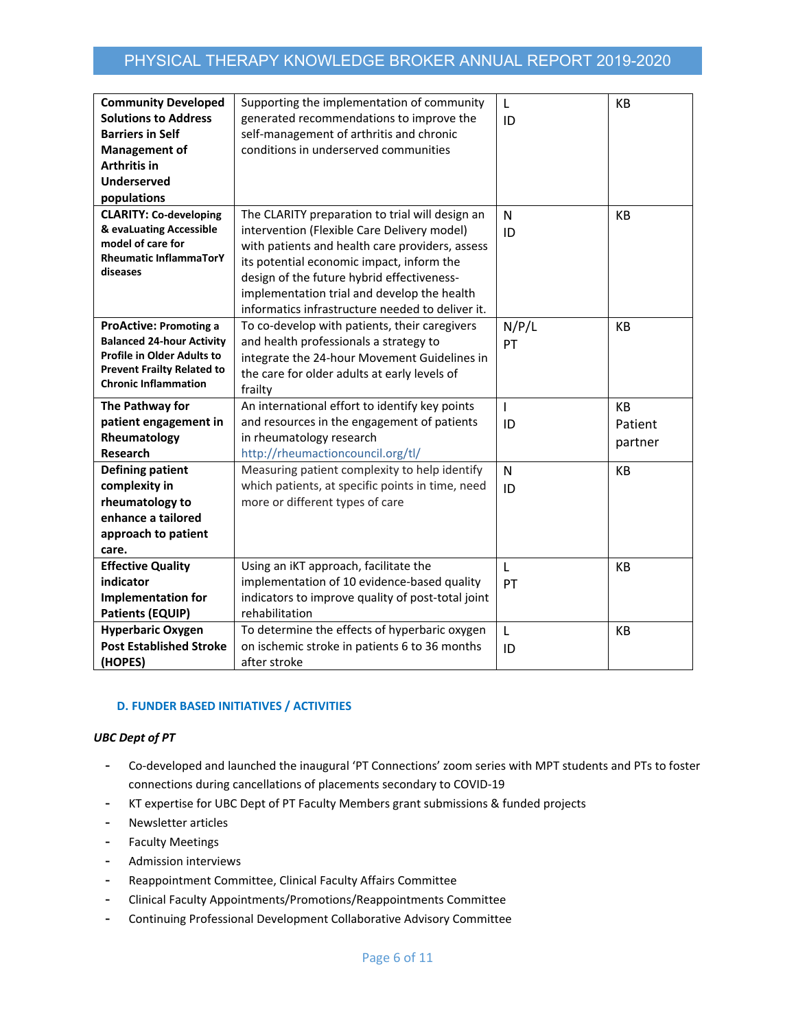| | | | |
|---|---|---|---|
| **Community Developed Solutions to Address Barriers in Self Management of Arthritis in Underserved populations** | Supporting the implementation of community generated recommendations to improve the self-management of arthritis and chronic conditions in underserved communities | L<br>ID | KB |
| **CLARITY: Co-developing & evaLuating Accessible model of care for Rheumatic InflammaTorY diseases** | The CLARITY preparation to trial will design an intervention (Flexible Care Delivery model) with patients and health care providers, assess its potential economic impact, inform the design of the future hybrid effectiveness-implementation trial and develop the health informatics infrastructure needed to deliver it. | N<br>ID | KB |
| **ProActive: Promoting a Balanced 24-hour Activity Profile in Older Adults to Prevent Frailty Related to Chronic Inflammation** | To co-develop with patients, their caregivers and health professionals a strategy to integrate the 24-hour Movement Guidelines in the care for older adults at early levels of frailty | N/P/L<br>PT | KB |
| **The Pathway for patient engagement in Rheumatology Research** | An international effort to identify key points and resources in the engagement of patients in rheumatology research http://rheumactioncouncil.org/tl/ | I<br>ID | KB<br>Patient partner |
| **Defining patient complexity in rheumatology to enhance a tailored approach to patient care.** | Measuring patient complexity to help identify which patients, at specific points in time, need more or different types of care | N<br>ID | KB |
| **Effective Quality indicator Implementation for Patients (EQUIP)** | Using an iKT approach, facilitate the implementation of 10 evidence-based quality indicators to improve quality of post-total joint rehabilitation | L<br>PT | KB |
| **Hyperbaric Oxygen Post Established Stroke (HOPES)** | To determine the effects of hyperbaric oxygen on ischemic stroke in patients 6 to 36 months after stroke | L<br>ID | KB |

### D. FUNDER BASED INITIATIVES / ACTIVITIES

*UBC Dept of PT*

- Co-developed and launched the inaugural 'PT Connections' zoom series with MPT students and PTs to foster connections during cancellations of placements secondary to COVID-19
- KT expertise for UBC Dept of PT Faculty Members grant submissions & funded projects
- Newsletter articles
- Faculty Meetings
- Admission interviews
- Reappointment Committee, Clinical Faculty Affairs Committee
- Clinical Faculty Appointments/Promotions/Reappointments Committee
- Continuing Professional Development Collaborative Advisory Committee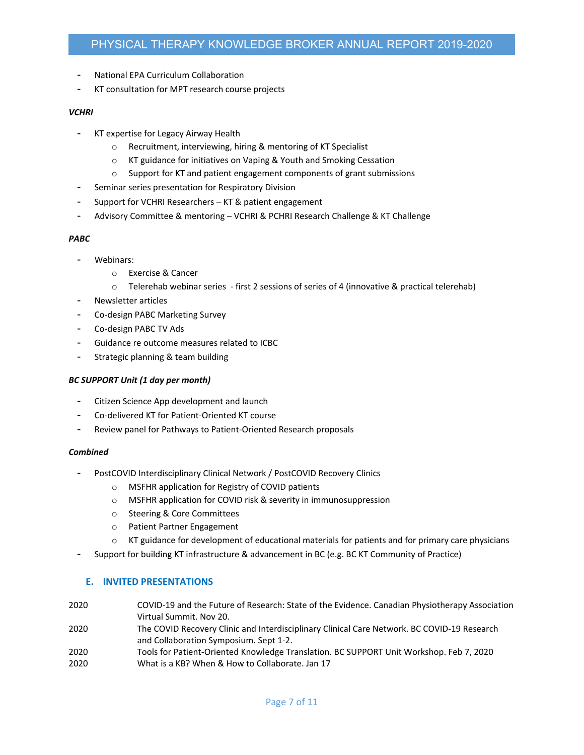- National EPA Curriculum Collaboration
- KT consultation for MPT research course projects

***VCHRI***

- KT expertise for Legacy Airway Health
    - Recruitment, interviewing, hiring & mentoring of KT Specialist
    - KT guidance for initiatives on Vaping & Youth and Smoking Cessation
    - Support for KT and patient engagement components of grant submissions
- Seminar series presentation for Respiratory Division
- Support for VCHRI Researchers – KT & patient engagement
- Advisory Committee & mentoring – VCHRI & PCHRI Research Challenge & KT Challenge

***PABC***

- Webinars:
    - Exercise & Cancer
    - Telerehab webinar series - first 2 sessions of series of 4 (innovative & practical telerehab)
- Newsletter articles
- Co-design PABC Marketing Survey
- Co-design PABC TV Ads
- Guidance re outcome measures related to ICBC
- Strategic planning & team building

***BC SUPPORT Unit (1 day per month)***

- Citizen Science App development and launch
- Co-delivered KT for Patient-Oriented KT course
- Review panel for Pathways to Patient-Oriented Research proposals

***Combined***

- PostCOVID Interdisciplinary Clinical Network / PostCOVID Recovery Clinics
    - MSFHR application for Registry of COVID patients
    - MSFHR application for COVID risk & severity in immunosuppression
    - Steering & Core Committees
    - Patient Partner Engagement
    - KT guidance for development of educational materials for patients and for primary care physicians
- Support for building KT infrastructure & advancement in BC (e.g. BC KT Community of Practice)

## E. INVITED PRESENTATIONS

2020 COVID-19 and the Future of Research: State of the Evidence. Canadian Physiotherapy Association Virtual Summit. Nov 20.

2020 The COVID Recovery Clinic and Interdisciplinary Clinical Care Network. BC COVID-19 Research and Collaboration Symposium. Sept 1-2.

2020 Tools for Patient-Oriented Knowledge Translation. BC SUPPORT Unit Workshop. Feb 7, 2020

2020 What is a KB? When & How to Collaborate. Jan 17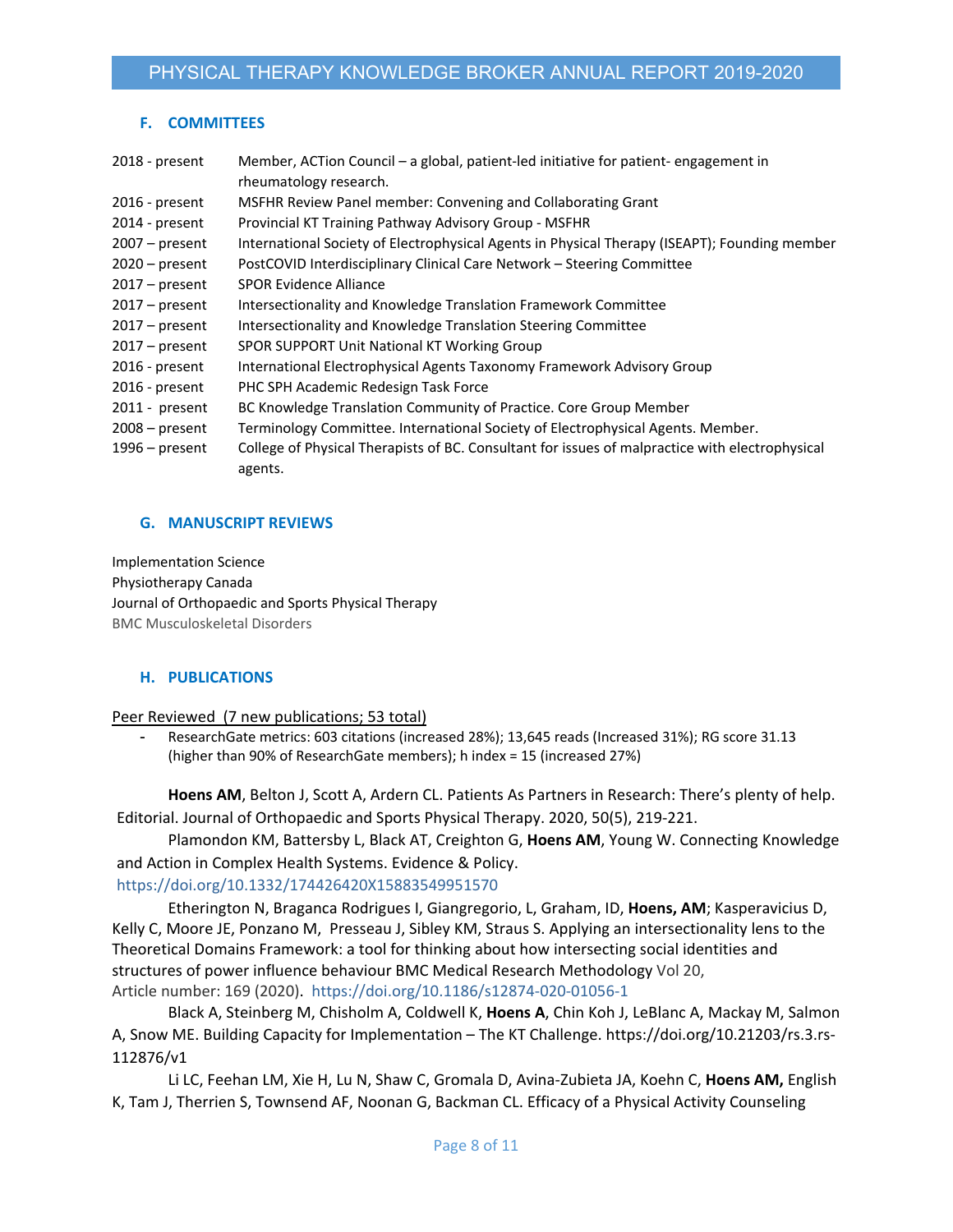## F. COMMITTEES

| | |
|---|---|
| 2018 - present | Member, ACTion Council – a global, patient-led initiative for patient- engagement in rheumatology research. |
| 2016 - present | MSFHR Review Panel member: Convening and Collaborating Grant |
| 2014 - present | Provincial KT Training Pathway Advisory Group - MSFHR |
| 2007 – present | International Society of Electrophysical Agents in Physical Therapy (ISEAPT); Founding member |
| 2020 – present | PostCOVID Interdisciplinary Clinical Care Network – Steering Committee |
| 2017 – present | SPOR Evidence Alliance |
| 2017 – present | Intersectionality and Knowledge Translation Framework Committee |
| 2017 – present | Intersectionality and Knowledge Translation Steering Committee |
| 2017 – present | SPOR SUPPORT Unit National KT Working Group |
| 2016 - present | International Electrophysical Agents Taxonomy Framework Advisory Group |
| 2016 - present | PHC SPH Academic Redesign Task Force |
| 2011 - present | BC Knowledge Translation Community of Practice. Core Group Member |
| 2008 – present | Terminology Committee. International Society of Electrophysical Agents. Member. |
| 1996 – present | College of Physical Therapists of BC. Consultant for issues of malpractice with electrophysical agents. |

## G. MANUSCRIPT REVIEWS

Implementation Science
Physiotherapy Canada
Journal of Orthopaedic and Sports Physical Therapy
BMC Musculoskeletal Disorders

## H. PUBLICATIONS

Peer Reviewed (7 new publications; 53 total)

- ResearchGate metrics: 603 citations (increased 28%); 13,645 reads (Increased 31%); RG score 31.13 (higher than 90% of ResearchGate members); h index = 15 (increased 27%)

**Hoens AM**, Belton J, Scott A, Ardern CL. Patients As Partners in Research: There's plenty of help. Editorial. Journal of Orthopaedic and Sports Physical Therapy. 2020, 50(5), 219-221.

Plamondon KM, Battersby L, Black AT, Creighton G, **Hoens AM**, Young W. Connecting Knowledge and Action in Complex Health Systems. Evidence & Policy. https://doi.org/10.1332/174426420X15883549951570

Etherington N, Braganca Rodrigues I, Giangregorio, L, Graham, ID, **Hoens, AM**; Kasperavicius D, Kelly C, Moore JE, Ponzano M, Presseau J, Sibley KM, Straus S. Applying an intersectionality lens to the Theoretical Domains Framework: a tool for thinking about how intersecting social identities and structures of power influence behaviour BMC Medical Research Methodology Vol 20, Article number: 169 (2020). https://doi.org/10.1186/s12874-020-01056-1

Black A, Steinberg M, Chisholm A, Coldwell K, **Hoens A**, Chin Koh J, LeBlanc A, Mackay M, Salmon A, Snow ME. Building Capacity for Implementation – The KT Challenge. https://doi.org/10.21203/rs.3.rs-112876/v1

Li LC, Feehan LM, Xie H, Lu N, Shaw C, Gromala D, Avina-Zubieta JA, Koehn C, **Hoens AM,** English K, Tam J, Therrien S, Townsend AF, Noonan G, Backman CL. Efficacy of a Physical Activity Counseling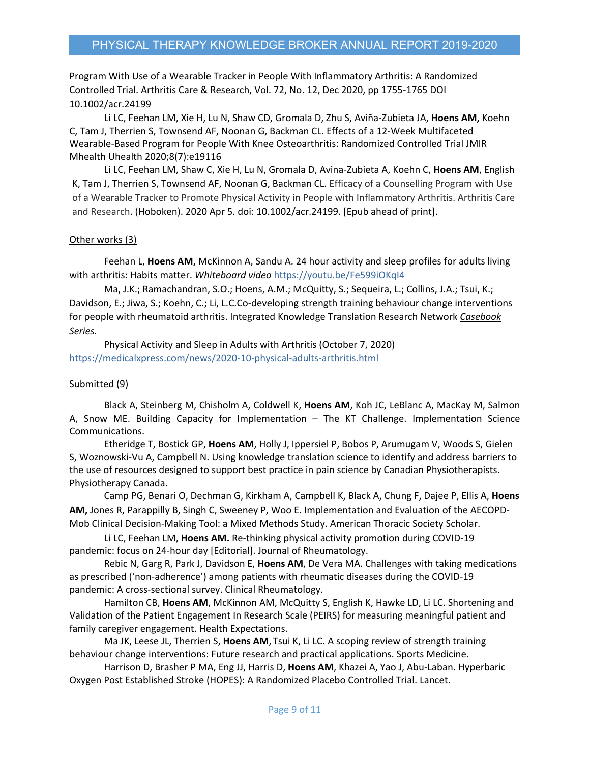Program With Use of a Wearable Tracker in People With Inflammatory Arthritis: A Randomized Controlled Trial. Arthritis Care & Research, Vol. 72, No. 12, Dec 2020, pp 1755-1765 DOI 10.1002/acr.24199

Li LC, Feehan LM, Xie H, Lu N, Shaw CD, Gromala D, Zhu S, Aviña-Zubieta JA, **Hoens AM,** Koehn C, Tam J, Therrien S, Townsend AF, Noonan G, Backman CL. Effects of a 12-Week Multifaceted Wearable-Based Program for People With Knee Osteoarthritis: Randomized Controlled Trial JMIR Mhealth Uhealth 2020;8(7):e19116

Li LC, Feehan LM, Shaw C, Xie H, Lu N, Gromala D, Avina-Zubieta A, Koehn C, **Hoens AM**, English K, Tam J, Therrien S, Townsend AF, Noonan G, Backman CL. Efficacy of a Counselling Program with Use of a Wearable Tracker to Promote Physical Activity in People with Inflammatory Arthritis. Arthritis Care and Research. (Hoboken). 2020 Apr 5. doi: 10.1002/acr.24199. [Epub ahead of print].

<u>Other works (3)</u>

Feehan L, **Hoens AM,** McKinnon A, Sandu A. 24 hour activity and sleep profiles for adults living with arthritis: Habits matter. ***<u>Whiteboard video</u>*** https://youtu.be/Fe599iOKqI4

Ma, J.K.; Ramachandran, S.O.; Hoens, A.M.; McQuitty, S.; Sequeira, L.; Collins, J.A.; Tsui, K.; Davidson, E.; Jiwa, S.; Koehn, C.; Li, L.C.Co-developing strength training behaviour change interventions for people with rheumatoid arthritis. Integrated Knowledge Translation Research Network *<u>Casebook Series.</u>*

Physical Activity and Sleep in Adults with Arthritis (October 7, 2020) https://medicalxpress.com/news/2020-10-physical-adults-arthritis.html

<u>Submitted (9)</u>

Black A, Steinberg M, Chisholm A, Coldwell K, **Hoens AM**, Koh JC, LeBlanc A, MacKay M, Salmon A, Snow ME. Building Capacity for Implementation – The KT Challenge. Implementation Science Communications.

Etheridge T, Bostick GP, **Hoens AM**, Holly J, Ippersiel P, Bobos P, Arumugam V, Woods S, Gielen S, Woznowski-Vu A, Campbell N. Using knowledge translation science to identify and address barriers to the use of resources designed to support best practice in pain science by Canadian Physiotherapists. Physiotherapy Canada.

Camp PG, Benari O, Dechman G, Kirkham A, Campbell K, Black A, Chung F, Dajee P, Ellis A, **Hoens AM,** Jones R, Parappilly B, Singh C, Sweeney P, Woo E. Implementation and Evaluation of the AECOPD-Mob Clinical Decision-Making Tool: a Mixed Methods Study. American Thoracic Society Scholar.

Li LC, Feehan LM, **Hoens AM.** Re-thinking physical activity promotion during COVID-19 pandemic: focus on 24-hour day [Editorial]. Journal of Rheumatology.

Rebic N, Garg R, Park J, Davidson E, **Hoens AM**, De Vera MA. Challenges with taking medications as prescribed ('non-adherence') among patients with rheumatic diseases during the COVID-19 pandemic: A cross-sectional survey. Clinical Rheumatology.

Hamilton CB, **Hoens AM**, McKinnon AM, McQuitty S, English K, Hawke LD, Li LC. Shortening and Validation of the Patient Engagement In Research Scale (PEIRS) for measuring meaningful patient and family caregiver engagement. Health Expectations.

Ma JK, Leese JL, Therrien S, **Hoens AM**, Tsui K, Li LC. A scoping review of strength training behaviour change interventions: Future research and practical applications. Sports Medicine.

Harrison D, Brasher P MA, Eng JJ, Harris D, **Hoens AM**, Khazei A, Yao J, Abu-Laban. Hyperbaric Oxygen Post Established Stroke (HOPES): A Randomized Placebo Controlled Trial. Lancet.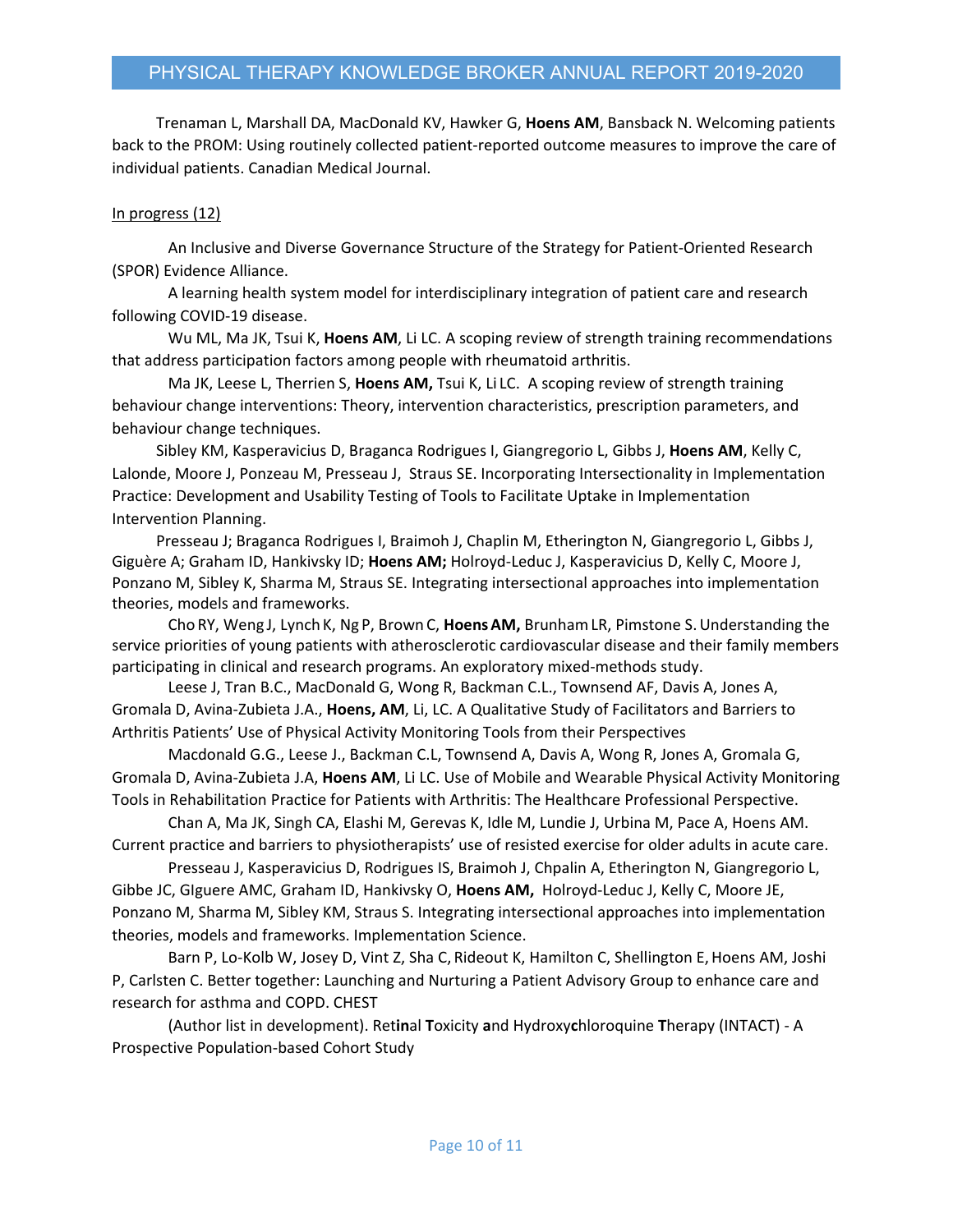Trenaman L, Marshall DA, MacDonald KV, Hawker G, **Hoens AM**, Bansback N. Welcoming patients back to the PROM: Using routinely collected patient-reported outcome measures to improve the care of individual patients. Canadian Medical Journal.

In progress (12)

An Inclusive and Diverse Governance Structure of the Strategy for Patient-Oriented Research (SPOR) Evidence Alliance.

A learning health system model for interdisciplinary integration of patient care and research following COVID-19 disease.

Wu ML, Ma JK, Tsui K, **Hoens AM**, Li LC. A scoping review of strength training recommendations that address participation factors among people with rheumatoid arthritis.

Ma JK, Leese L, Therrien S, **Hoens AM,** Tsui K, Li LC. A scoping review of strength training behaviour change interventions: Theory, intervention characteristics, prescription parameters, and behaviour change techniques.

Sibley KM, Kasperavicius D, Braganca Rodrigues I, Giangregorio L, Gibbs J, **Hoens AM**, Kelly C, Lalonde, Moore J, Ponzeau M, Presseau J, Straus SE. Incorporating Intersectionality in Implementation Practice: Development and Usability Testing of Tools to Facilitate Uptake in Implementation Intervention Planning.

Presseau J; Braganca Rodrigues I, Braimoh J, Chaplin M, Etherington N, Giangregorio L, Gibbs J, Giguère A; Graham ID, Hankivsky ID; **Hoens AM;** Holroyd-Leduc J, Kasperavicius D, Kelly C, Moore J, Ponzano M, Sibley K, Sharma M, Straus SE. Integrating intersectional approaches into implementation theories, models and frameworks.

Cho RY, Weng J, Lynch K, Ng P, Brown C, **Hoens AM,** Brunham LR, Pimstone S. Understanding the service priorities of young patients with atherosclerotic cardiovascular disease and their family members participating in clinical and research programs. An exploratory mixed-methods study.

Leese J, Tran B.C., MacDonald G, Wong R, Backman C.L., Townsend AF, Davis A, Jones A, Gromala D, Avina-Zubieta J.A., **Hoens, AM**, Li, LC. A Qualitative Study of Facilitators and Barriers to Arthritis Patients' Use of Physical Activity Monitoring Tools from their Perspectives

Macdonald G.G., Leese J., Backman C.L, Townsend A, Davis A, Wong R, Jones A, Gromala G, Gromala D, Avina-Zubieta J.A, **Hoens AM**, Li LC. Use of Mobile and Wearable Physical Activity Monitoring Tools in Rehabilitation Practice for Patients with Arthritis: The Healthcare Professional Perspective.

Chan A, Ma JK, Singh CA, Elashi M, Gerevas K, Idle M, Lundie J, Urbina M, Pace A, Hoens AM. Current practice and barriers to physiotherapists' use of resisted exercise for older adults in acute care.

Presseau J, Kasperavicius D, Rodrigues IS, Braimoh J, Chpalin A, Etherington N, Giangregorio L, Gibbe JC, GIguere AMC, Graham ID, Hankivsky O, **Hoens AM,** Holroyd-Leduc J, Kelly C, Moore JE, Ponzano M, Sharma M, Sibley KM, Straus S. Integrating intersectional approaches into implementation theories, models and frameworks. Implementation Science.

Barn P, Lo-Kolb W, Josey D, Vint Z, Sha C, Rideout K, Hamilton C, Shellington E, Hoens AM, Joshi P, Carlsten C. Better together: Launching and Nurturing a Patient Advisory Group to enhance care and research for asthma and COPD. CHEST

(Author list in development). Ret**in**al **T**oxicity **a**nd Hydroxy**c**hloroquine **T**herapy (INTACT) - A Prospective Population-based Cohort Study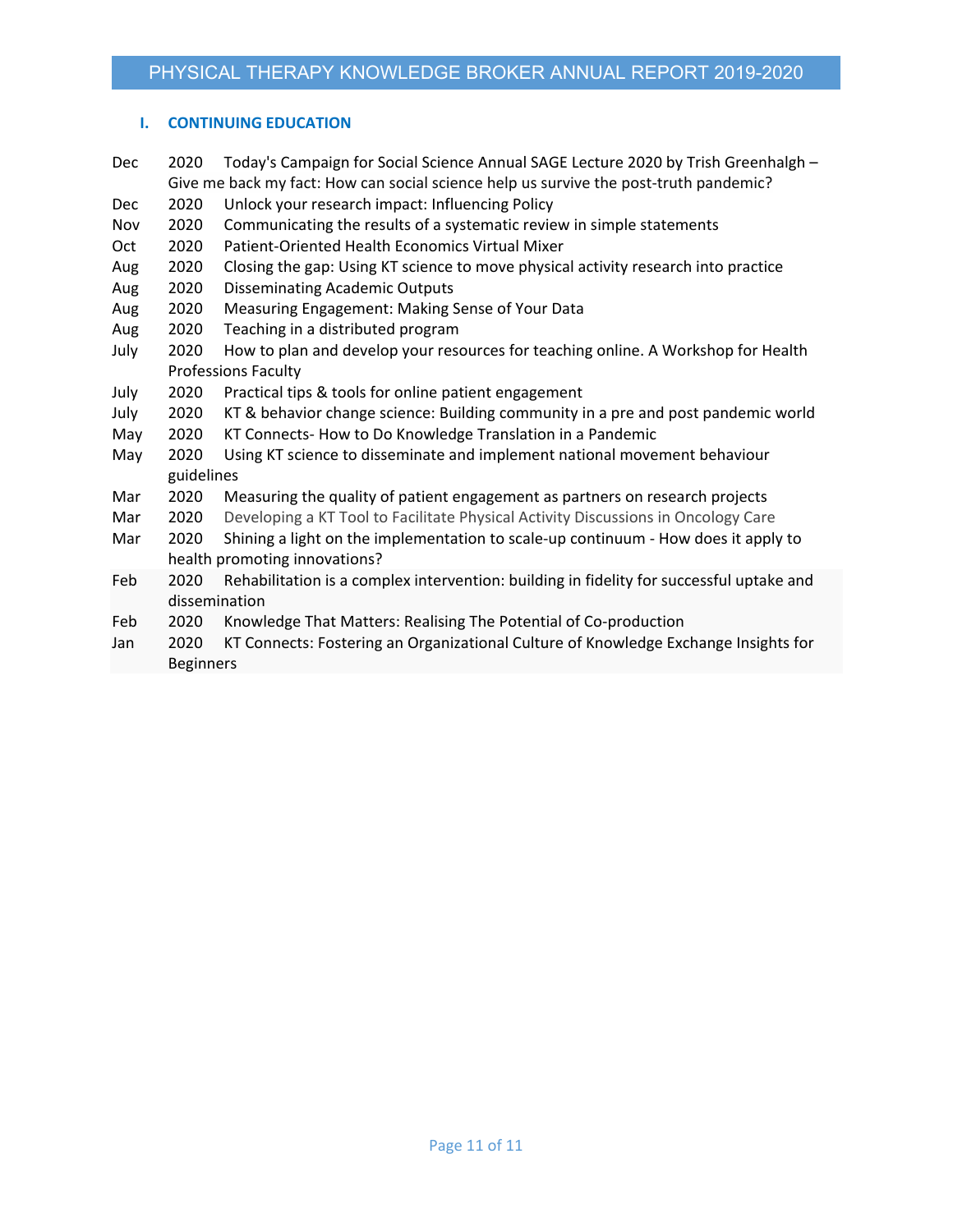## I. CONTINUING EDUCATION

| | | |
|---|---|---|
| Dec | 2020 | Today's Campaign for Social Science Annual SAGE Lecture 2020 by Trish Greenhalgh – Give me back my fact: How can social science help us survive the post-truth pandemic? |
| Dec | 2020 | Unlock your research impact: Influencing Policy |
| Nov | 2020 | Communicating the results of a systematic review in simple statements |
| Oct | 2020 | Patient-Oriented Health Economics Virtual Mixer |
| Aug | 2020 | Closing the gap: Using KT science to move physical activity research into practice |
| Aug | 2020 | Disseminating Academic Outputs |
| Aug | 2020 | Measuring Engagement: Making Sense of Your Data |
| Aug | 2020 | Teaching in a distributed program |
| July | 2020 | How to plan and develop your resources for teaching online. A Workshop for Health Professions Faculty |
| July | 2020 | Practical tips & tools for online patient engagement |
| July | 2020 | KT & behavior change science: Building community in a pre and post pandemic world |
| May | 2020 | KT Connects- How to Do Knowledge Translation in a Pandemic |
| May | 2020 | Using KT science to disseminate and implement national movement behaviour guidelines |
| Mar | 2020 | Measuring the quality of patient engagement as partners on research projects |
| Mar | 2020 | Developing a KT Tool to Facilitate Physical Activity Discussions in Oncology Care |
| Mar | 2020 | Shining a light on the implementation to scale-up continuum - How does it apply to health promoting innovations? |
| Feb | 2020 | Rehabilitation is a complex intervention: building in fidelity for successful uptake and dissemination |
| Feb | 2020 | Knowledge That Matters: Realising The Potential of Co-production |
| Jan | 2020 | KT Connects: Fostering an Organizational Culture of Knowledge Exchange Insights for Beginners |